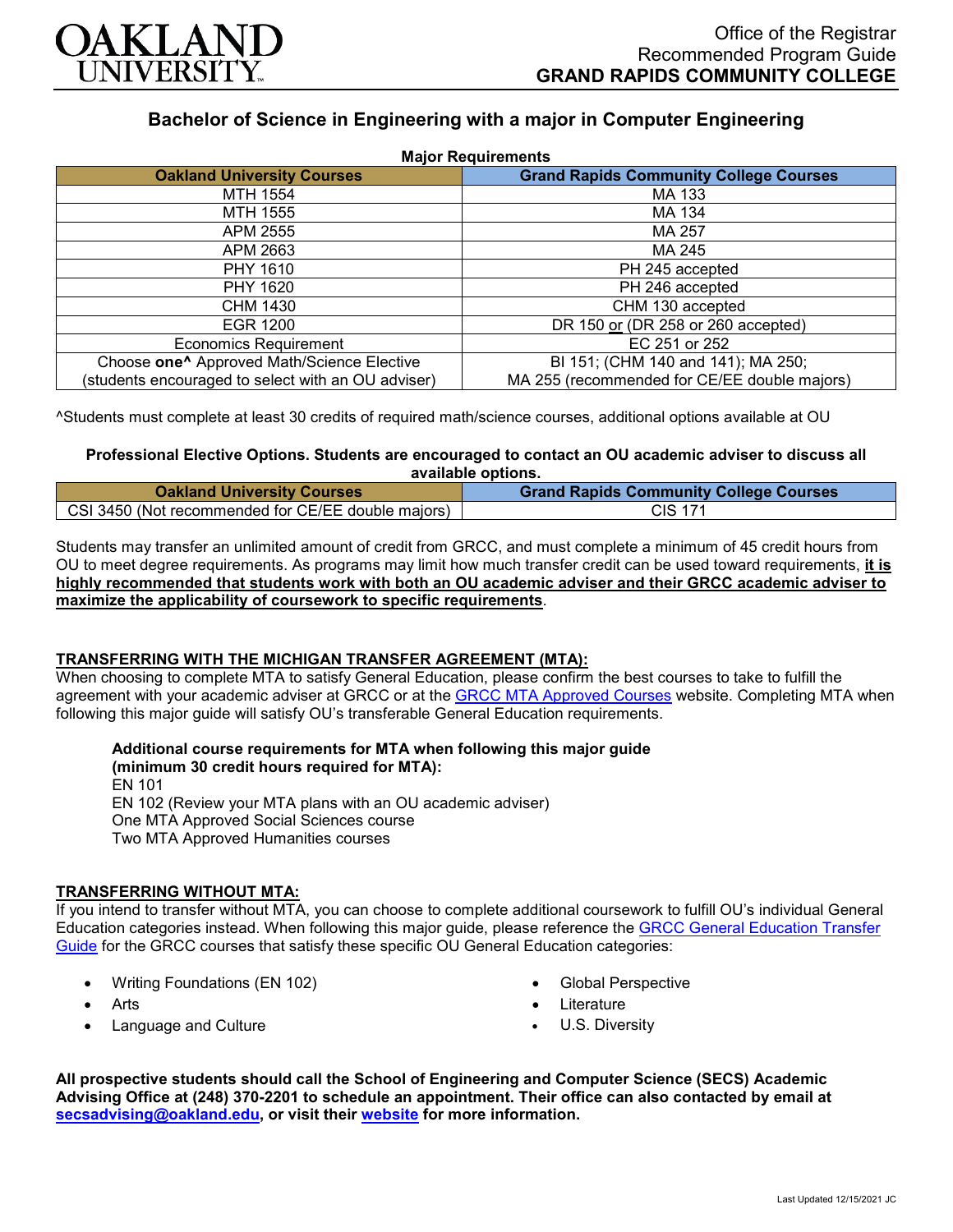OAKLAND UNIVERSITY

Office of the Registrar
Recommended Program Guide
**GRAND RAPIDS COMMUNITY COLLEGE**

# Bachelor of Science in Engineering with a major in Computer Engineering

**Major Requirements**

| Oakland University Courses | Grand Rapids Community College Courses |
|---|---|
| MTH 1554 | MA 133 |
| MTH 1555 | MA 134 |
| APM 2555 | MA 257 |
| APM 2663 | MA 245 |
| PHY 1610 | PH 245 accepted |
| PHY 1620 | PH 246 accepted |
| CHM 1430 | CHM 130 accepted |
| EGR 1200 | DR 150 or (DR 258 or 260 accepted) |
| Economics Requirement | EC 251 or 252 |
| Choose **one**^ Approved Math/Science Elective (students encouraged to select with an OU adviser) | BI 151; (CHM 140 and 141); MA 250; MA 255 (recommended for CE/EE double majors) |

^Students must complete at least 30 credits of required math/science courses, additional options available at OU

**Professional Elective Options. Students are encouraged to contact an OU academic adviser to discuss all available options.**

| Oakland University Courses | Grand Rapids Community College Courses |
|---|---|
| CSI 3450 (Not recommended for CE/EE double majors) | CIS 171 |

Students may transfer an unlimited amount of credit from GRCC, and must complete a minimum of 45 credit hours from OU to meet degree requirements. As programs may limit how much transfer credit can be used toward requirements, **it is highly recommended that students work with both an OU academic adviser and their GRCC academic adviser to maximize the applicability of coursework to specific requirements**.

## TRANSFERRING WITH THE MICHIGAN TRANSFER AGREEMENT (MTA):

When choosing to complete MTA to satisfy General Education, please confirm the best courses to take to fulfill the agreement with your academic adviser at GRCC or at the GRCC MTA Approved Courses website. Completing MTA when following this major guide will satisfy OU's transferable General Education requirements.

**Additional course requirements for MTA when following this major guide (minimum 30 credit hours required for MTA):**
EN 101
EN 102 (Review your MTA plans with an OU academic adviser)
One MTA Approved Social Sciences course
Two MTA Approved Humanities courses

## TRANSFERRING WITHOUT MTA:

If you intend to transfer without MTA, you can choose to complete additional coursework to fulfill OU's individual General Education categories instead. When following this major guide, please reference the GRCC General Education Transfer Guide for the GRCC courses that satisfy these specific OU General Education categories:

- Writing Foundations (EN 102)
- Arts
- Language and Culture
- Global Perspective
- Literature
- U.S. Diversity

**All prospective students should call the School of Engineering and Computer Science (SECS) Academic Advising Office at (248) 370-2201 to schedule an appointment. Their office can also contacted by email at secsadvising@oakland.edu, or visit their website for more information.**

Last Updated 12/15/2021 JC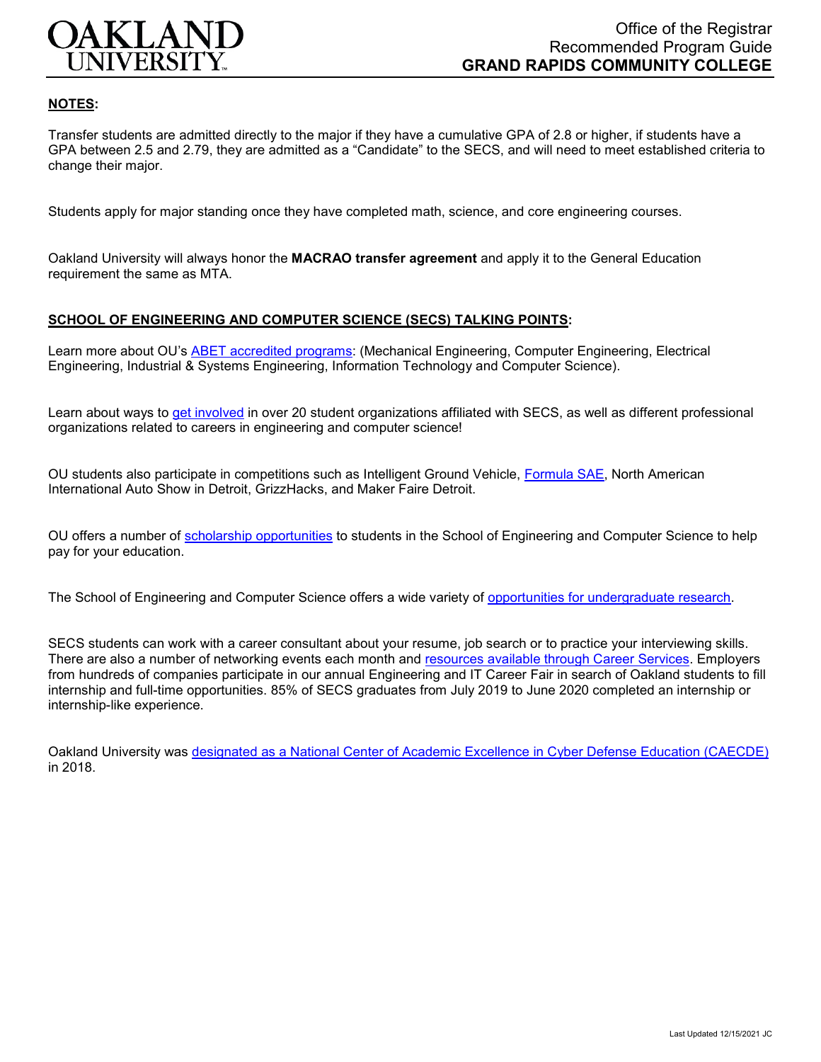**NOTES:**

Transfer students are admitted directly to the major if they have a cumulative GPA of 2.8 or higher, if students have a GPA between 2.5 and 2.79, they are admitted as a "Candidate" to the SECS, and will need to meet established criteria to change their major.

Students apply for major standing once they have completed math, science, and core engineering courses.

Oakland University will always honor the **MACRAO transfer agreement** and apply it to the General Education requirement the same as MTA.

**SCHOOL OF ENGINEERING AND COMPUTER SCIENCE (SECS) TALKING POINTS:**

Learn more about OU's ABET accredited programs: (Mechanical Engineering, Computer Engineering, Electrical Engineering, Industrial & Systems Engineering, Information Technology and Computer Science).

Learn about ways to get involved in over 20 student organizations affiliated with SECS, as well as different professional organizations related to careers in engineering and computer science!

OU students also participate in competitions such as Intelligent Ground Vehicle, Formula SAE, North American International Auto Show in Detroit, GrizzHacks, and Maker Faire Detroit.

OU offers a number of scholarship opportunities to students in the School of Engineering and Computer Science to help pay for your education.

The School of Engineering and Computer Science offers a wide variety of opportunities for undergraduate research.

SECS students can work with a career consultant about your resume, job search or to practice your interviewing skills. There are also a number of networking events each month and resources available through Career Services. Employers from hundreds of companies participate in our annual Engineering and IT Career Fair in search of Oakland students to fill internship and full-time opportunities. 85% of SECS graduates from July 2019 to June 2020 completed an internship or internship-like experience.

Oakland University was designated as a National Center of Academic Excellence in Cyber Defense Education (CAECDE) in 2018.